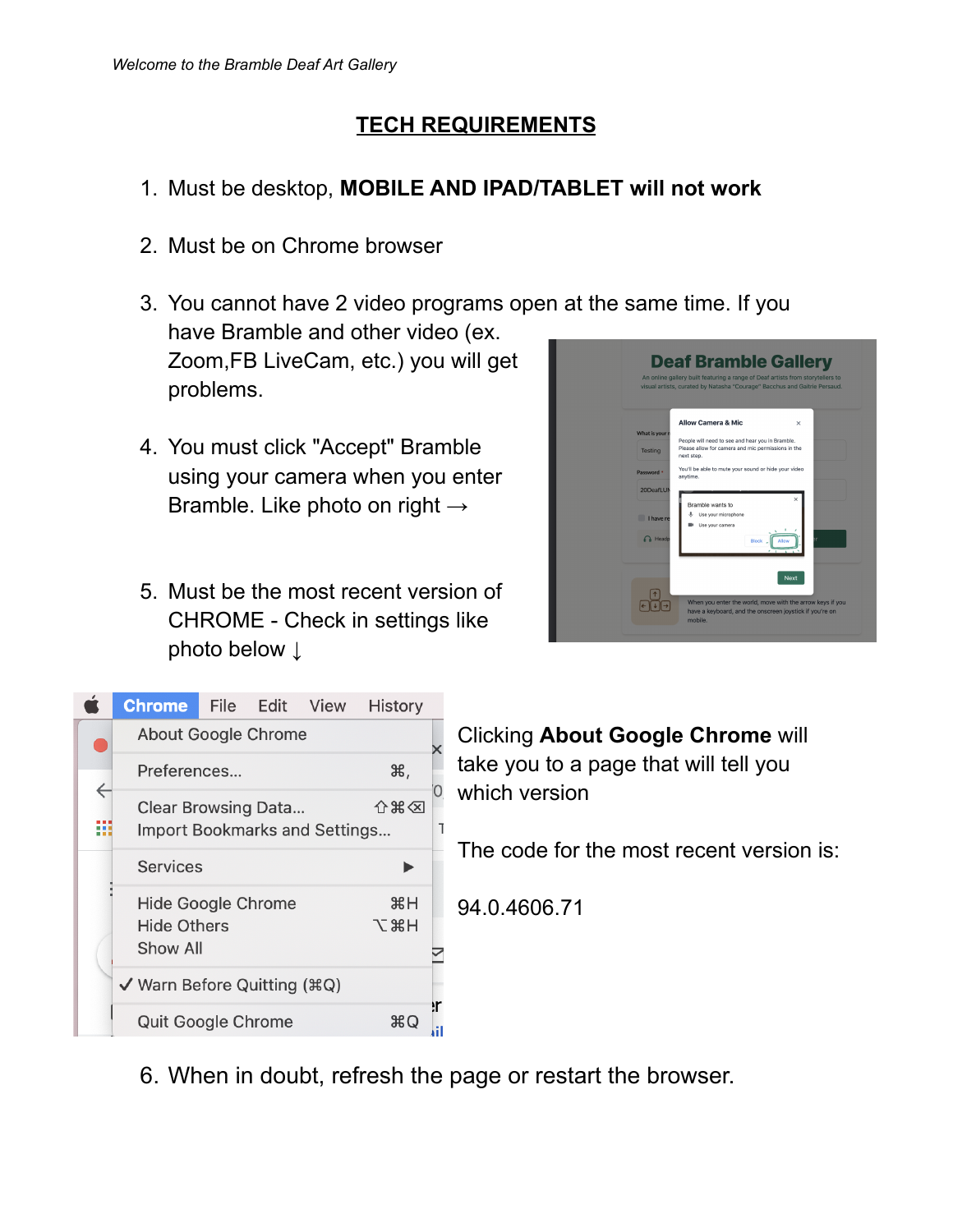*Welcome to the Bramble Deaf Art Gallery*

# TECH REQUIREMENTS

1. Must be desktop, **MOBILE AND IPAD/TABLET will not work**
2. Must be on Chrome browser
3. You cannot have 2 video programs open at the same time. If you have Bramble and other video (ex. Zoom,FB LiveCam, etc.) you will get problems.
4. You must click "Accept" Bramble using your camera when you enter Bramble. Like photo on right →
5. Must be the most recent version of CHROME - Check in settings like photo below ↓

Clicking **About Google Chrome** will take you to a page that will tell you which version

The code for the most recent version is:

94.0.4606.71

6. When in doubt, refresh the page or restart the browser.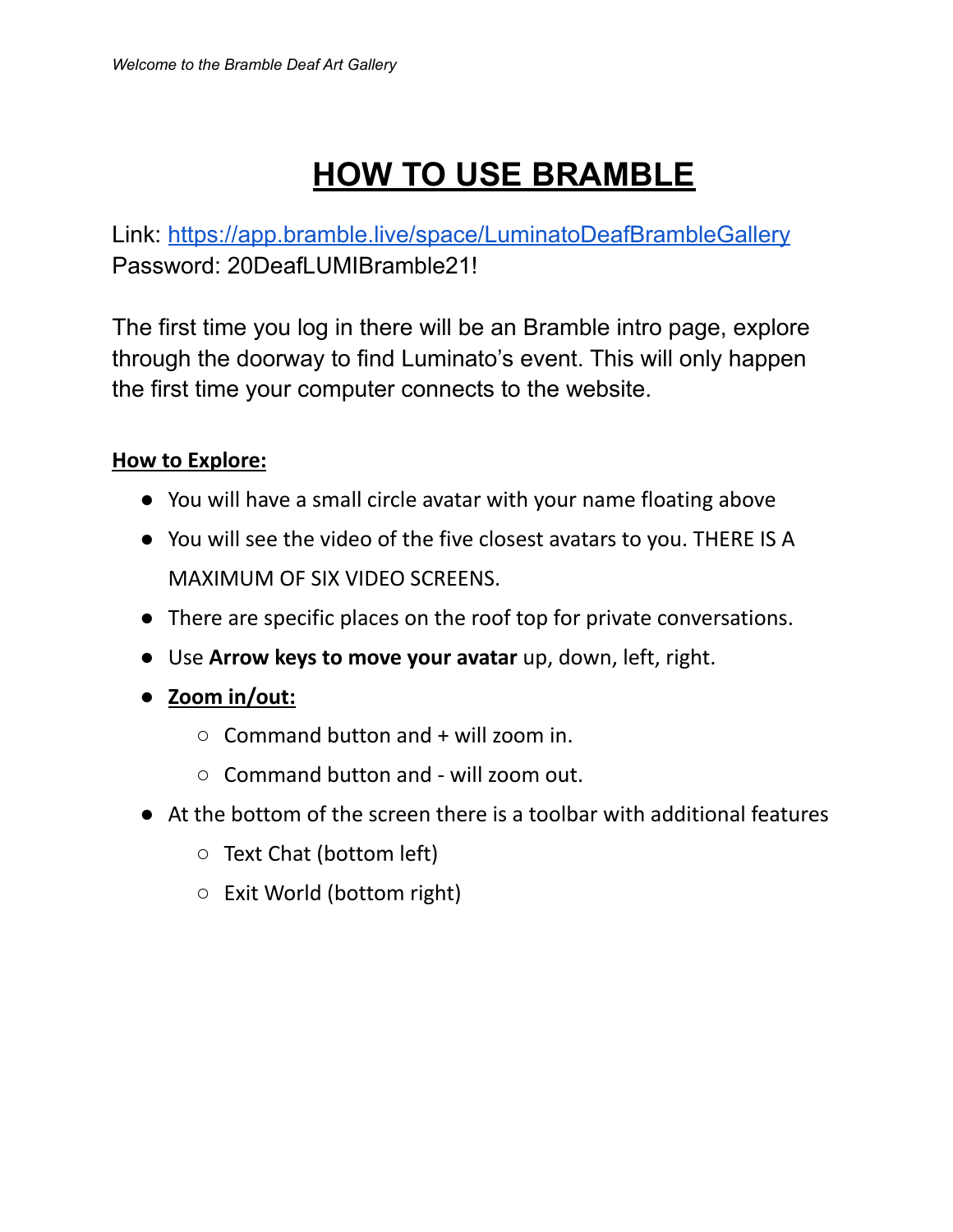# HOW TO USE BRAMBLE

Link: [https://app.bramble.live/space/LuminatoDeafBrambleGallery](https://app.bramble.live/space/LuminatoDeafBrambleGallery)
Password: 20DeafLUMIBramble21!

The first time you log in there will be an Bramble intro page, explore through the doorway to find Luminato's event. This will only happen the first time your computer connects to the website.

**How to Explore:**

- You will have a small circle avatar with your name floating above
- You will see the video of the five closest avatars to you. THERE IS A MAXIMUM OF SIX VIDEO SCREENS.
- There are specific places on the roof top for private conversations.
- Use **Arrow keys to move your avatar** up, down, left, right.
- **Zoom in/out:**
  - Command button and + will zoom in.
  - Command button and - will zoom out.
- At the bottom of the screen there is a toolbar with additional features
  - Text Chat (bottom left)
  - Exit World (bottom right)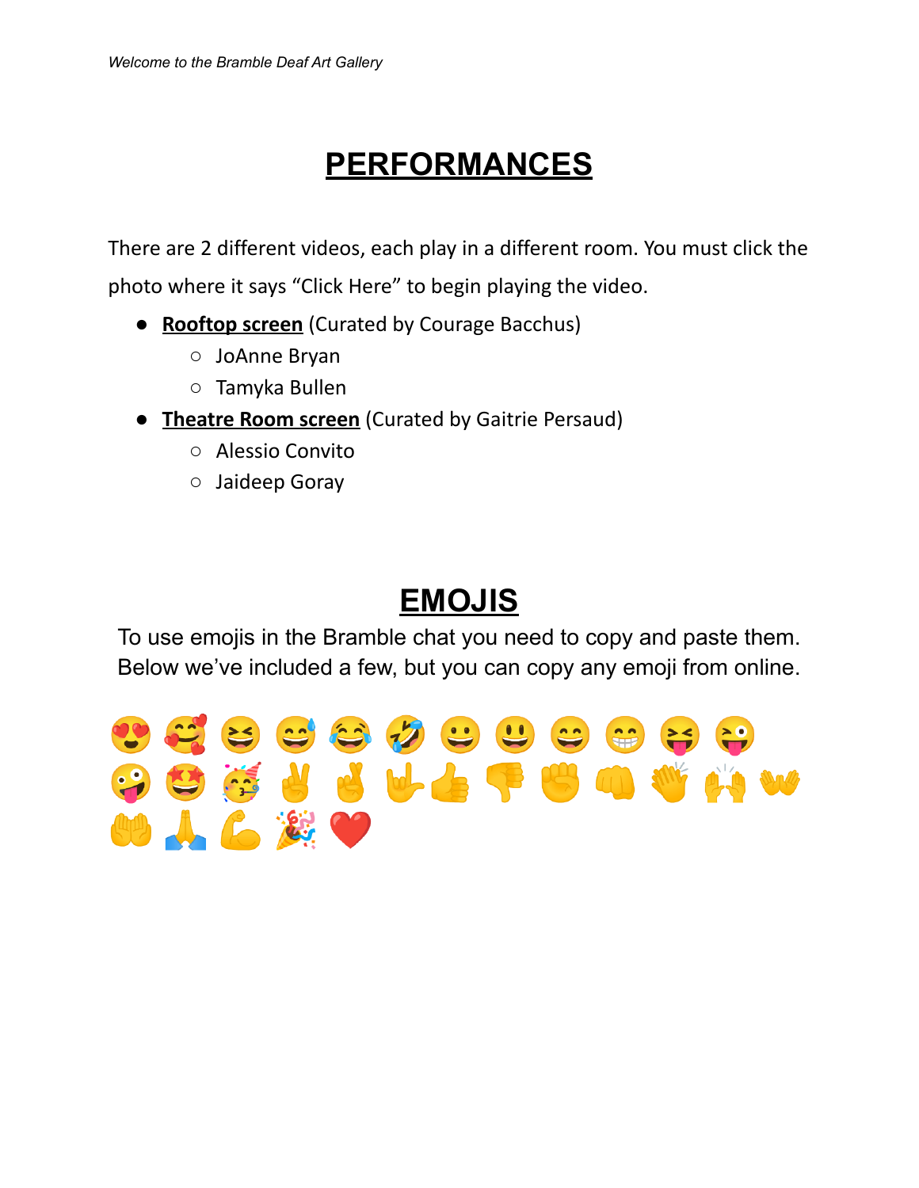# PERFORMANCES

There are 2 different videos, each play in a different room. You must click the photo where it says "Click Here" to begin playing the video.

- **Rooftop screen** (Curated by Courage Bacchus)
  - JoAnne Bryan
  - Tamyka Bullen
- **Theatre Room screen** (Curated by Gaitrie Persaud)
  - Alessio Convito
  - Jaideep Goray

# EMOJIS

To use emojis in the Bramble chat you need to copy and paste them. Below we've included a few, but you can copy any emoji from online.

😍 🥰 😆 😅 😂 🤣 😀 😃 😄 😁 😝 😜
🤪 🤩 🥳 ✌️ 🤞 🤟 👍 👎 ✊ 👊 👏 🙌 👐
🤲 🙏 💪 🎉 ❤️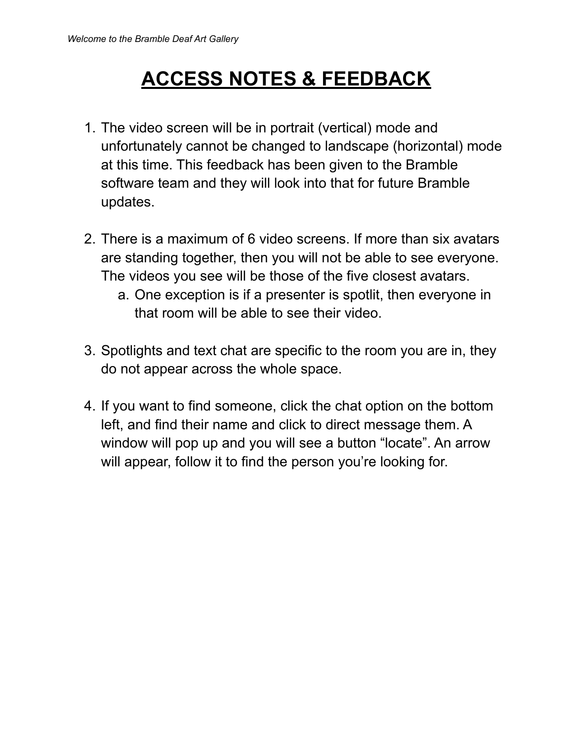# ACCESS NOTES & FEEDBACK

1. The video screen will be in portrait (vertical) mode and unfortunately cannot be changed to landscape (horizontal) mode at this time. This feedback has been given to the Bramble software team and they will look into that for future Bramble updates.

2. There is a maximum of 6 video screens. If more than six avatars are standing together, then you will not be able to see everyone. The videos you see will be those of the five closest avatars.
   a. One exception is if a presenter is spotlit, then everyone in that room will be able to see their video.

3. Spotlights and text chat are specific to the room you are in, they do not appear across the whole space.

4. If you want to find someone, click the chat option on the bottom left, and find their name and click to direct message them. A window will pop up and you will see a button "locate". An arrow will appear, follow it to find the person you're looking for.